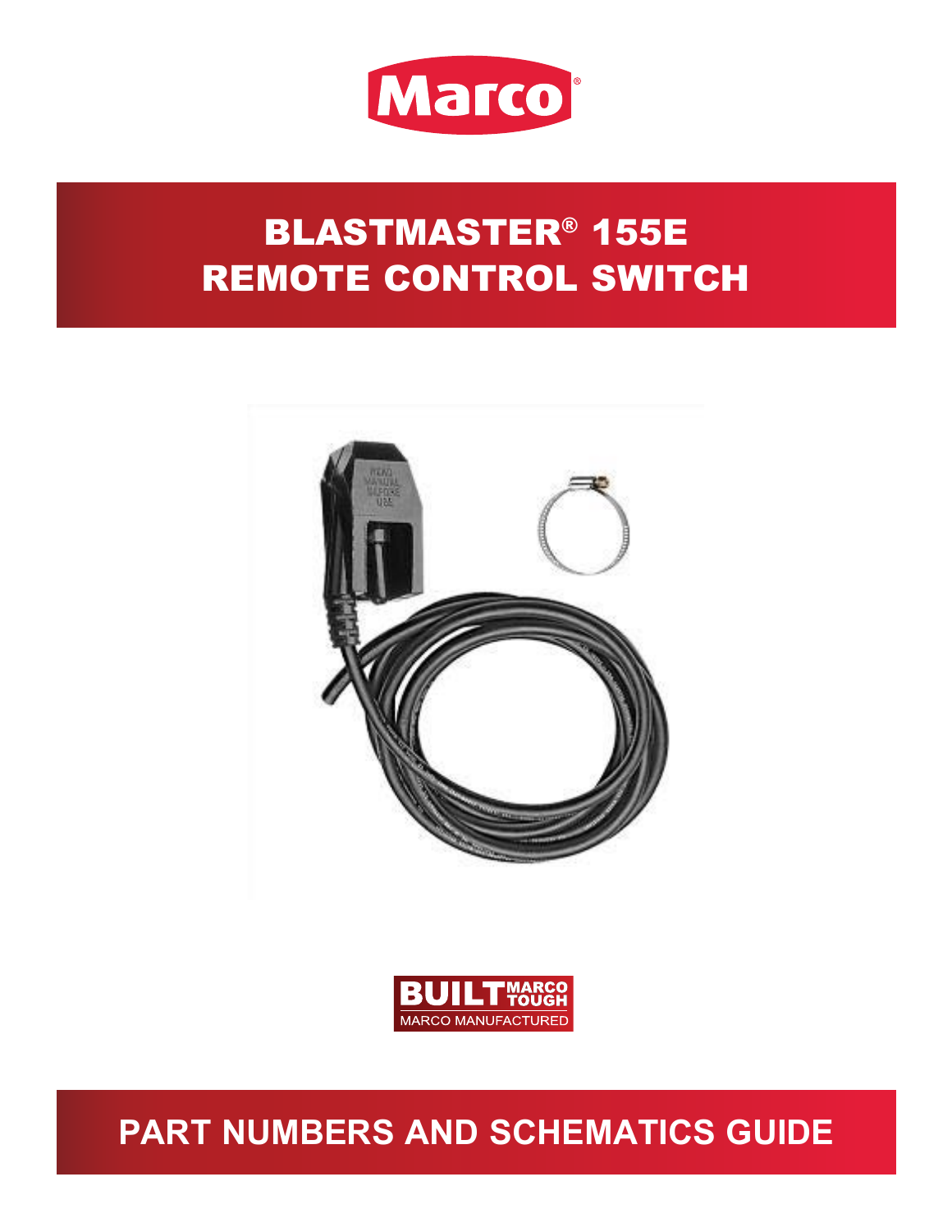Marco®

# BLASTMASTER® 155E REMOTE CONTROL SWITCH

BUILT MARCO TOUGH
MARCO MANUFACTURED

## PART NUMBERS AND SCHEMATICS GUIDE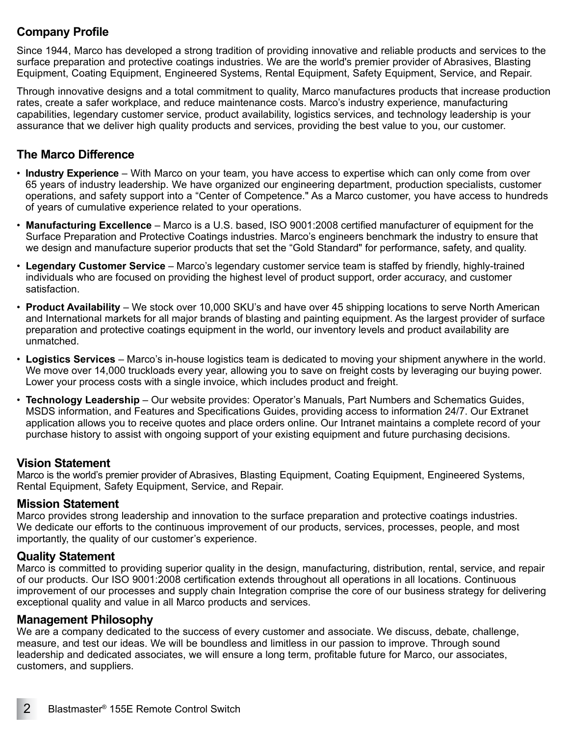## Company Profile

Since 1944, Marco has developed a strong tradition of providing innovative and reliable products and services to the surface preparation and protective coatings industries. We are the world's premier provider of Abrasives, Blasting Equipment, Coating Equipment, Engineered Systems, Rental Equipment, Safety Equipment, Service, and Repair.

Through innovative designs and a total commitment to quality, Marco manufactures products that increase production rates, create a safer workplace, and reduce maintenance costs. Marco's industry experience, manufacturing capabilities, legendary customer service, product availability, logistics services, and technology leadership is your assurance that we deliver high quality products and services, providing the best value to you, our customer.

## The Marco Difference

- **Industry Experience** – With Marco on your team, you have access to expertise which can only come from over 65 years of industry leadership. We have organized our engineering department, production specialists, customer operations, and safety support into a "Center of Competence." As a Marco customer, you have access to hundreds of years of cumulative experience related to your operations.
- **Manufacturing Excellence** – Marco is a U.S. based, ISO 9001:2008 certified manufacturer of equipment for the Surface Preparation and Protective Coatings industries. Marco's engineers benchmark the industry to ensure that we design and manufacture superior products that set the "Gold Standard" for performance, safety, and quality.
- **Legendary Customer Service** – Marco's legendary customer service team is staffed by friendly, highly-trained individuals who are focused on providing the highest level of product support, order accuracy, and customer satisfaction.
- **Product Availability** – We stock over 10,000 SKU's and have over 45 shipping locations to serve North American and International markets for all major brands of blasting and painting equipment. As the largest provider of surface preparation and protective coatings equipment in the world, our inventory levels and product availability are unmatched.
- **Logistics Services** – Marco's in-house logistics team is dedicated to moving your shipment anywhere in the world. We move over 14,000 truckloads every year, allowing you to save on freight costs by leveraging our buying power. Lower your process costs with a single invoice, which includes product and freight.
- **Technology Leadership** – Our website provides: Operator's Manuals, Part Numbers and Schematics Guides, MSDS information, and Features and Specifications Guides, providing access to information 24/7. Our Extranet application allows you to receive quotes and place orders online. Our Intranet maintains a complete record of your purchase history to assist with ongoing support of your existing equipment and future purchasing decisions.

## Vision Statement

Marco is the world's premier provider of Abrasives, Blasting Equipment, Coating Equipment, Engineered Systems, Rental Equipment, Safety Equipment, Service, and Repair.

## Mission Statement

Marco provides strong leadership and innovation to the surface preparation and protective coatings industries. We dedicate our efforts to the continuous improvement of our products, services, processes, people, and most importantly, the quality of our customer's experience.

## Quality Statement

Marco is committed to providing superior quality in the design, manufacturing, distribution, rental, service, and repair of our products. Our ISO 9001:2008 certification extends throughout all operations in all locations. Continuous improvement of our processes and supply chain Integration comprise the core of our business strategy for delivering exceptional quality and value in all Marco products and services.

## Management Philosophy

We are a company dedicated to the success of every customer and associate. We discuss, debate, challenge, measure, and test our ideas. We will be boundless and limitless in our passion to improve. Through sound leadership and dedicated associates, we will ensure a long term, profitable future for Marco, our associates, customers, and suppliers.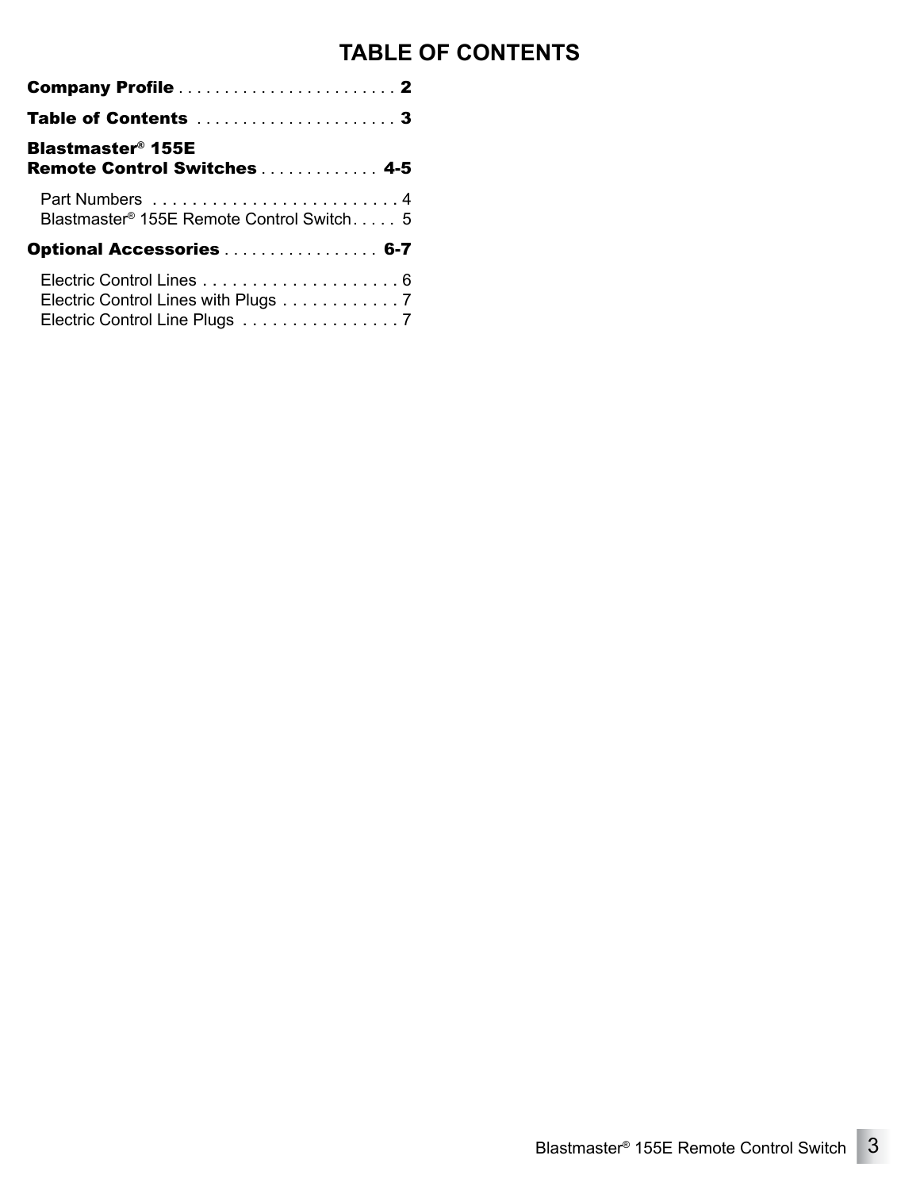# TABLE OF CONTENTS

**Company Profile** . . . . . . . . . . . . . . . . . . . . . . . . **2**

**Table of Contents** . . . . . . . . . . . . . . . . . . . . . . **3**

**Blastmaster® 155E Remote Control Switches** . . . . . . . . . . . . . **4-5**

- Part Numbers . . . . . . . . . . . . . . . . . . . . . . . . . . 4
- Blastmaster® 155E Remote Control Switch . . . . . 5

**Optional Accessories** . . . . . . . . . . . . . . . . . **6-7**

- Electric Control Lines . . . . . . . . . . . . . . . . . . . . . 6
- Electric Control Lines with Plugs . . . . . . . . . . . . 7
- Electric Control Line Plugs . . . . . . . . . . . . . . . . 7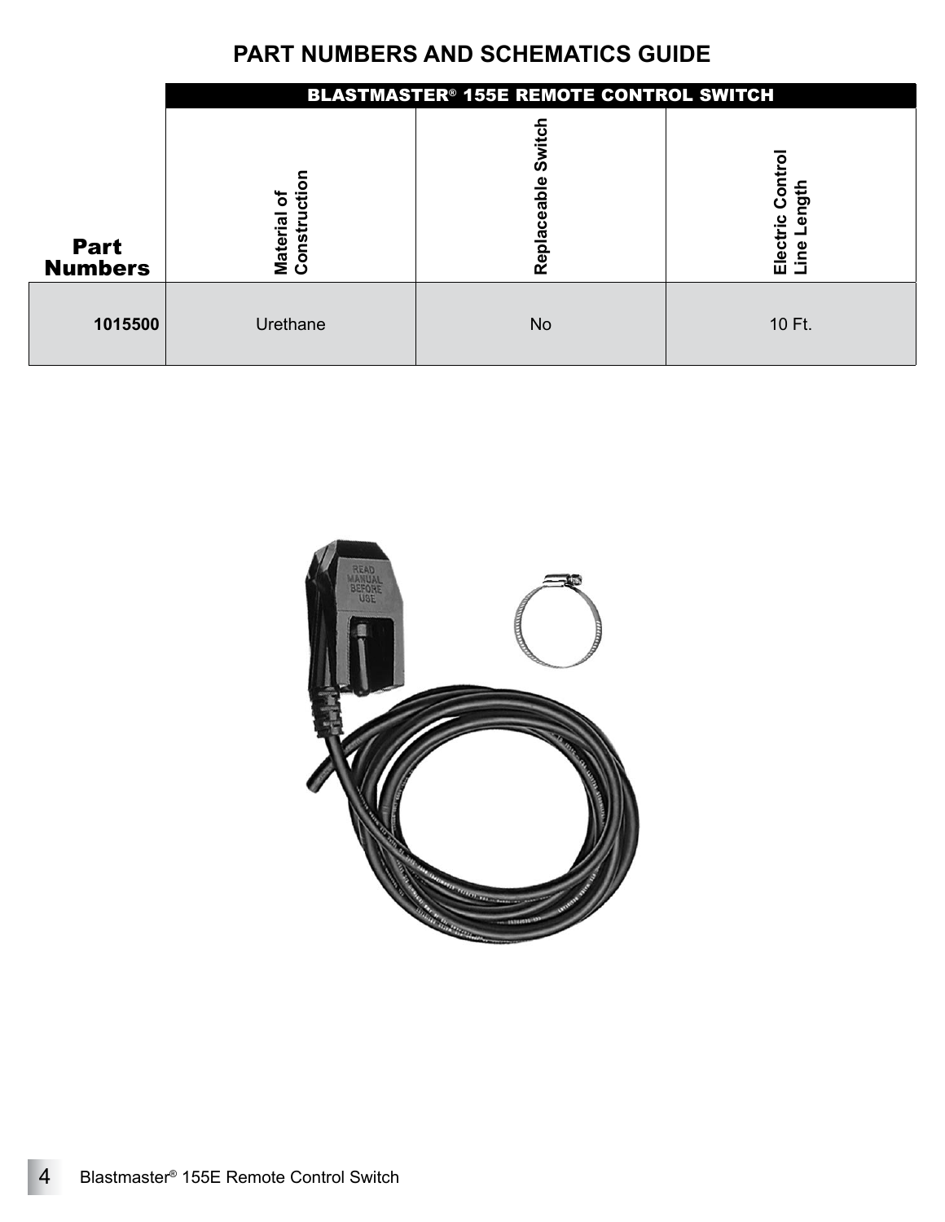## PART NUMBERS AND SCHEMATICS GUIDE

| | BLASTMASTER® 155E REMOTE CONTROL SWITCH | | |
|---|---|---|---|
| **Part Numbers** | **Material of Construction** | **Replaceable Switch** | **Electric Control Line Length** |
| **1015500** | Urethane | No | 10 Ft. |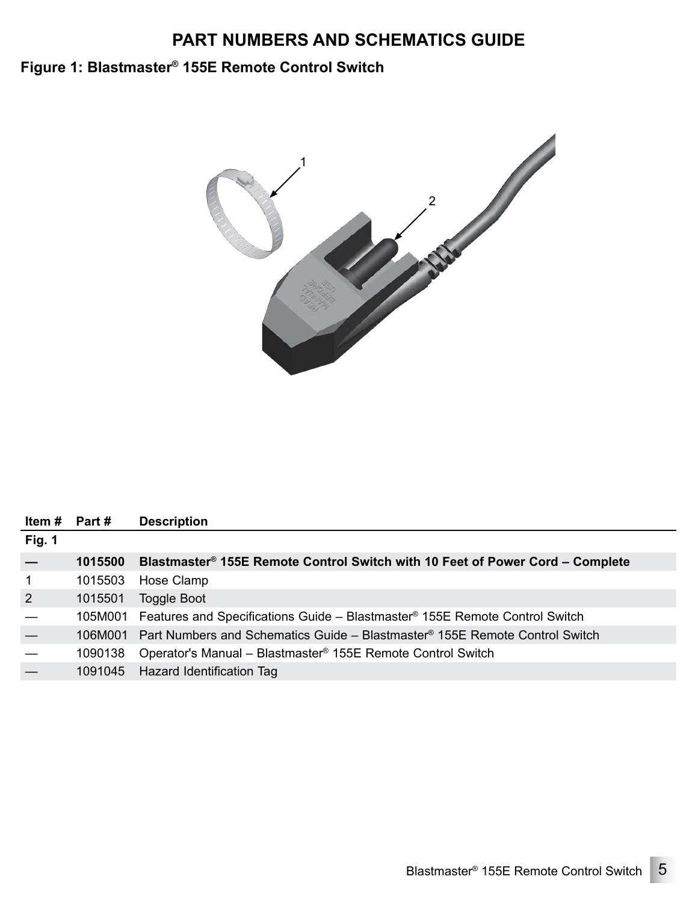# PART NUMBERS AND SCHEMATICS GUIDE

## Figure 1: Blastmaster® 155E Remote Control Switch

| Item # | Part # | Description |
|---|---|---|
| **Fig. 1** | | |
| **—** | **1015500** | **Blastmaster® 155E Remote Control Switch with 10 Feet of Power Cord – Complete** |
| 1 | 1015503 | Hose Clamp |
| 2 | 1015501 | Toggle Boot |
| — | 105M001 | Features and Specifications Guide – Blastmaster® 155E Remote Control Switch |
| — | 106M001 | Part Numbers and Schematics Guide – Blastmaster® 155E Remote Control Switch |
| — | 1090138 | Operator's Manual – Blastmaster® 155E Remote Control Switch |
| — | 1091045 | Hazard Identification Tag |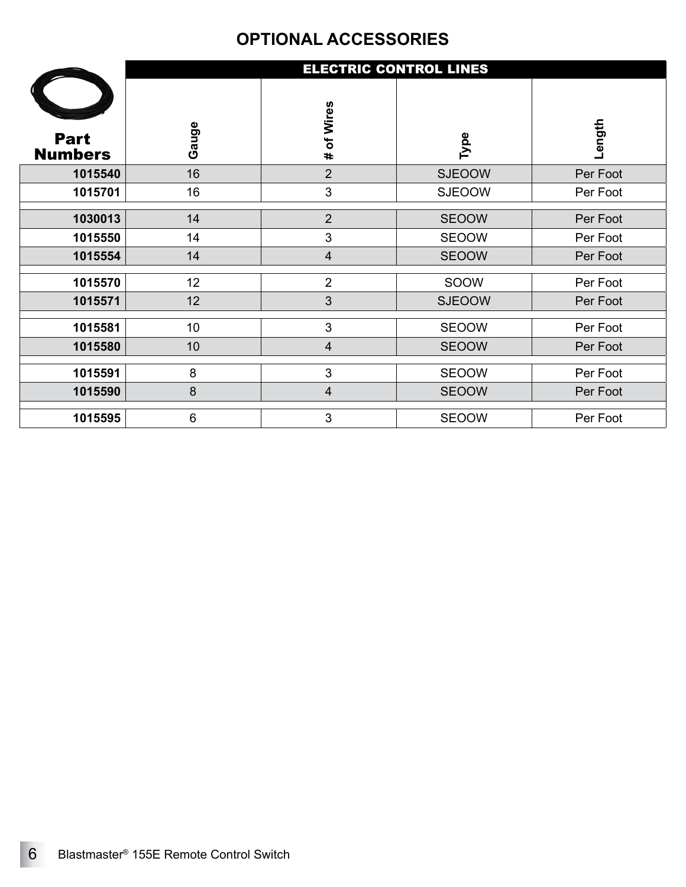## OPTIONAL ACCESSORIES

| Part Numbers | ELECTRIC CONTROL LINES | | | |
|---|---|---|---|---|
| | Gauge | # of Wires | Type | Length |
| **1015540** | 16 | 2 | SJEOOW | Per Foot |
| **1015701** | 16 | 3 | SJEOOW | Per Foot |
| **1030013** | 14 | 2 | SEOOW | Per Foot |
| **1015550** | 14 | 3 | SEOOW | Per Foot |
| **1015554** | 14 | 4 | SEOOW | Per Foot |
| **1015570** | 12 | 2 | SOOW | Per Foot |
| **1015571** | 12 | 3 | SJEOOW | Per Foot |
| **1015581** | 10 | 3 | SEOOW | Per Foot |
| **1015580** | 10 | 4 | SEOOW | Per Foot |
| **1015591** | 8 | 3 | SEOOW | Per Foot |
| **1015590** | 8 | 4 | SEOOW | Per Foot |
| **1015595** | 6 | 3 | SEOOW | Per Foot |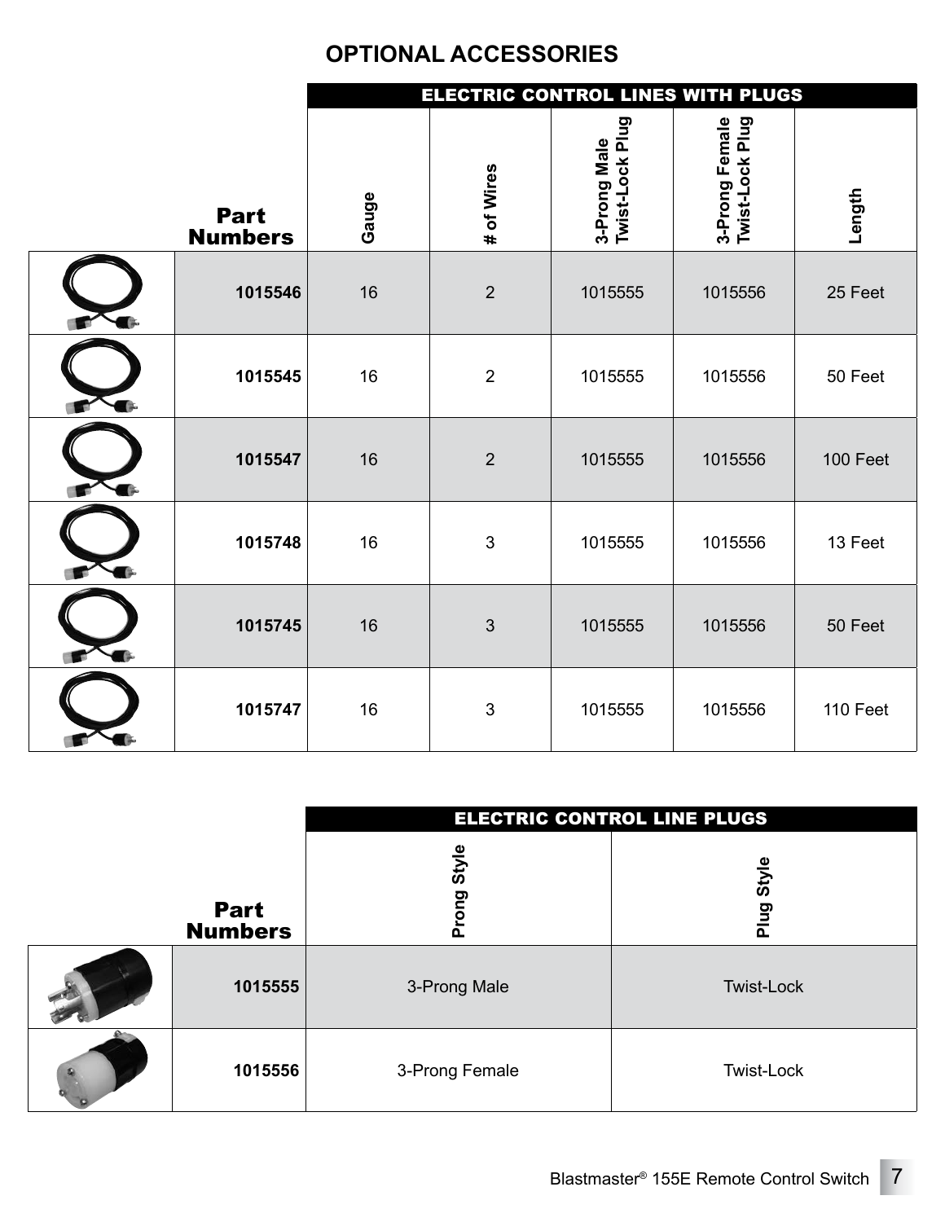# OPTIONAL ACCESSORIES

| Part Numbers | ELECTRIC CONTROL LINES WITH PLUGS | | | | |
|---|---|---|---|---|---|
| | Gauge | # of Wires | 3-Prong Male Twist-Lock Plug | 3-Prong Female Twist-Lock Plug | Length |
| 1015546 | 16 | 2 | 1015555 | 1015556 | 25 Feet |
| 1015545 | 16 | 2 | 1015555 | 1015556 | 50 Feet |
| 1015547 | 16 | 2 | 1015555 | 1015556 | 100 Feet |
| 1015748 | 16 | 3 | 1015555 | 1015556 | 13 Feet |
| 1015745 | 16 | 3 | 1015555 | 1015556 | 50 Feet |
| 1015747 | 16 | 3 | 1015555 | 1015556 | 110 Feet |

| Part Numbers | ELECTRIC CONTROL LINE PLUGS | |
|---|---|---|
| | Prong Style | Plug Style |
| 1015555 | 3-Prong Male | Twist-Lock |
| 1015556 | 3-Prong Female | Twist-Lock |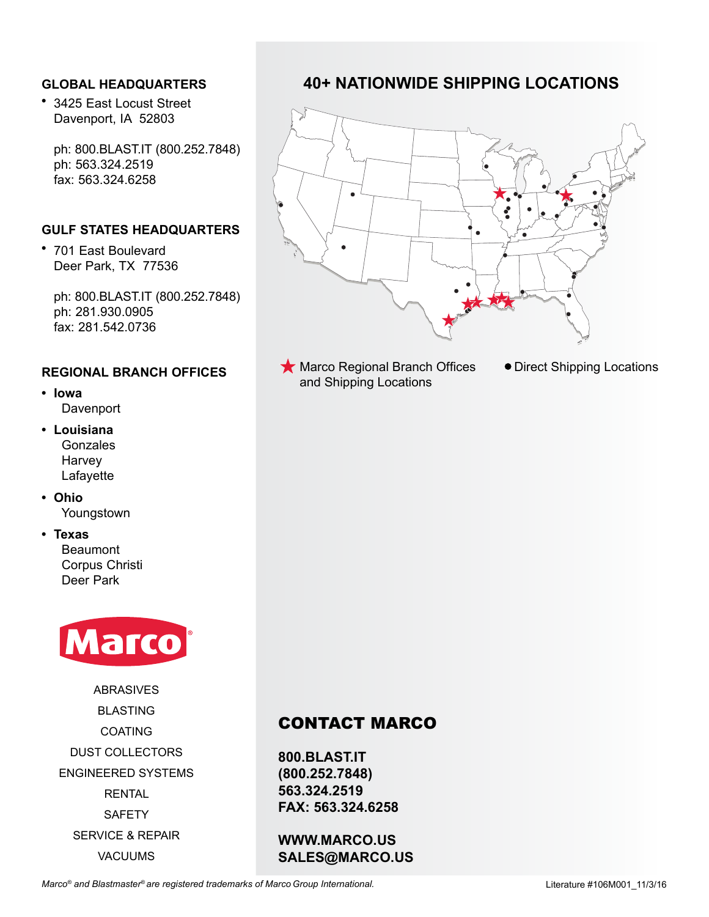## GLOBAL HEADQUARTERS

- 3425 East Locust Street
  Davenport, IA 52803

  ph: 800.BLAST.IT (800.252.7848)
  ph: 563.324.2519
  fax: 563.324.6258

## GULF STATES HEADQUARTERS

- 701 East Boulevard
  Deer Park, TX 77536

  ph: 800.BLAST.IT (800.252.7848)
  ph: 281.930.0905
  fax: 281.542.0736

## REGIONAL BRANCH OFFICES

- **Iowa**
  Davenport
- **Louisiana**
  Gonzales
  Harvey
  Lafayette
- **Ohio**
  Youngstown
- **Texas**
  Beaumont
  Corpus Christi
  Deer Park

Marco®

ABRASIVES
BLASTING
COATING
DUST COLLECTORS
ENGINEERED SYSTEMS
RENTAL
SAFETY
SERVICE & REPAIR
VACUUMS

## 40+ NATIONWIDE SHIPPING LOCATIONS

★ Marco Regional Branch Offices and Shipping Locations

● Direct Shipping Locations

## CONTACT MARCO

**800.BLAST.IT**
**(800.252.7848)**
**563.324.2519**
**FAX: 563.324.6258**

**WWW.MARCO.US**
**SALES@MARCO.US**

*Marco® and Blastmaster® are registered trademarks of Marco Group International.*

Literature #106M001_11/3/16